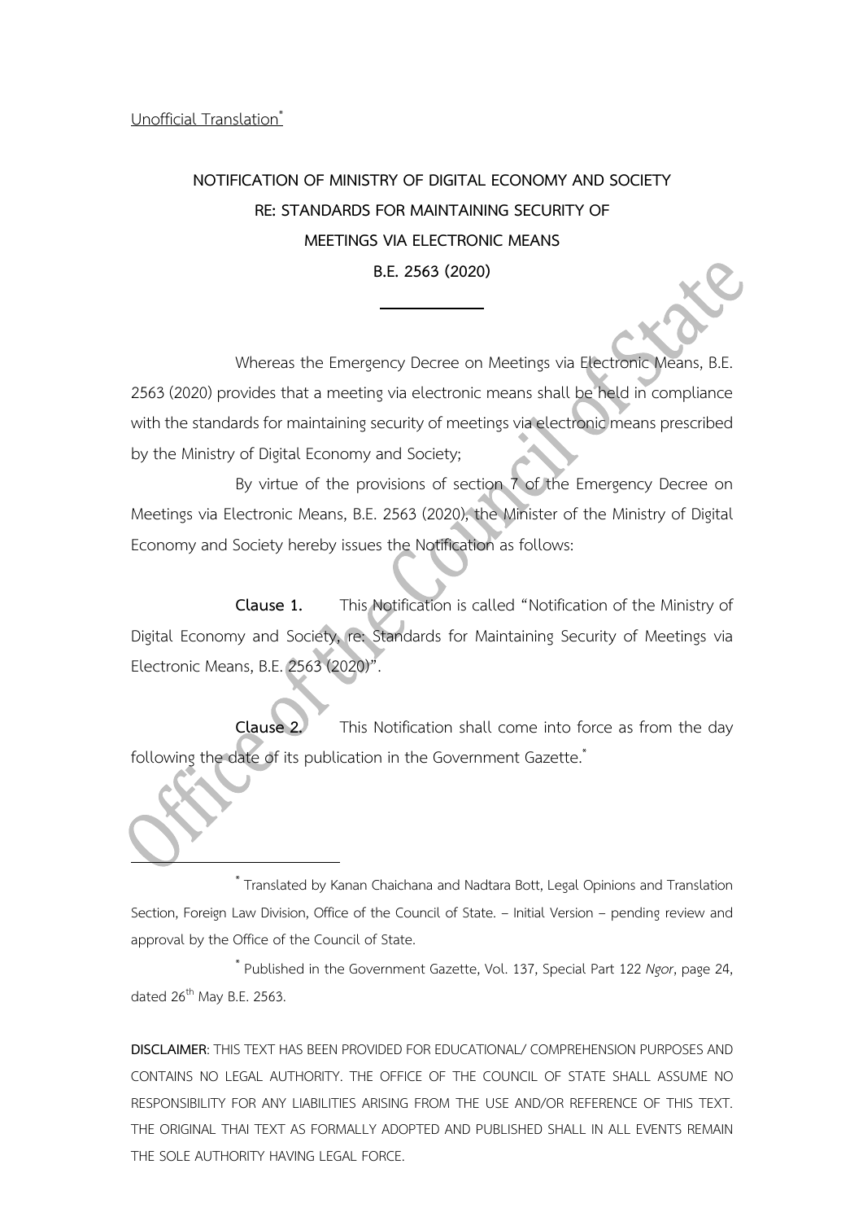Unofficial Translation[*]

# NOTIFICATION OF MINISTRY OF DIGITAL ECONOMY AND SOCIETY RE: STANDARDS FOR MAINTAINING SECURITY OF MEETINGS VIA ELECTRONIC MEANS B.E. 2563 (2020)

---

Whereas the Emergency Decree on Meetings via Electronic Means, B.E. 2563 (2020) provides that a meeting via electronic means shall be held in compliance with the standards for maintaining security of meetings via electronic means prescribed by the Ministry of Digital Economy and Society;

By virtue of the provisions of section 7 of the Emergency Decree on Meetings via Electronic Means, B.E. 2563 (2020), the Minister of the Ministry of Digital Economy and Society hereby issues the Notification as follows:

**Clause 1.** This Notification is called "Notification of the Ministry of Digital Economy and Society, re: Standards for Maintaining Security of Meetings via Electronic Means, B.E. 2563 (2020)".

**Clause 2.** This Notification shall come into force as from the day following the date of its publication in the Government Gazette.[*]

---

[*] Translated by Kanan Chaichana and Nadtara Bott, Legal Opinions and Translation Section, Foreign Law Division, Office of the Council of State. – Initial Version – pending review and approval by the Office of the Council of State.

[*] Published in the Government Gazette, Vol. 137, Special Part 122 *Ngor*, page 24, dated 26th May B.E. 2563.

**DISCLAIMER**: THIS TEXT HAS BEEN PROVIDED FOR EDUCATIONAL/ COMPREHENSION PURPOSES AND CONTAINS NO LEGAL AUTHORITY. THE OFFICE OF THE COUNCIL OF STATE SHALL ASSUME NO RESPONSIBILITY FOR ANY LIABILITIES ARISING FROM THE USE AND/OR REFERENCE OF THIS TEXT. THE ORIGINAL THAI TEXT AS FORMALLY ADOPTED AND PUBLISHED SHALL IN ALL EVENTS REMAIN THE SOLE AUTHORITY HAVING LEGAL FORCE.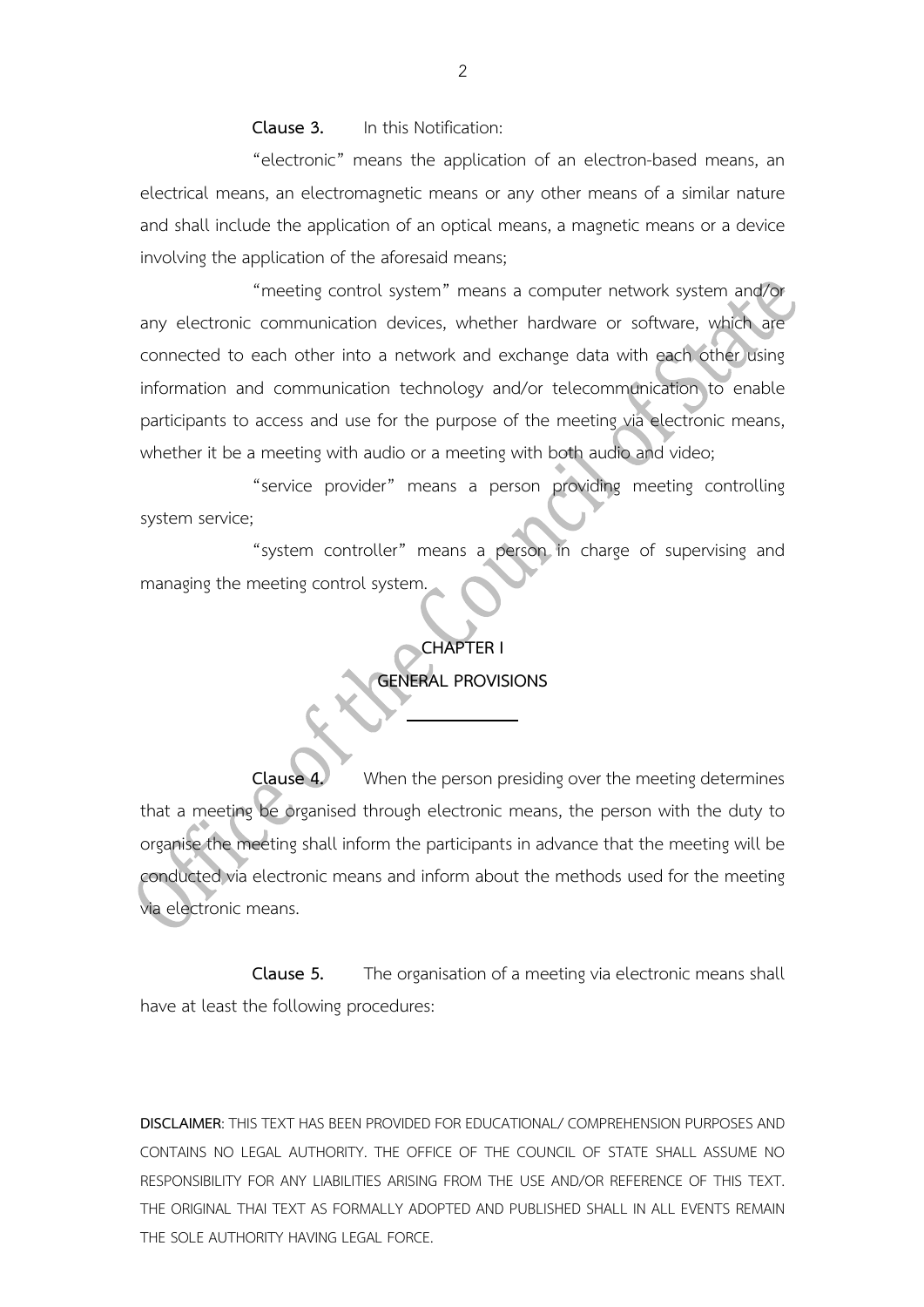**Clause 3.** In this Notification:

"electronic" means the application of an electron-based means, an electrical means, an electromagnetic means or any other means of a similar nature and shall include the application of an optical means, a magnetic means or a device involving the application of the aforesaid means;

"meeting control system" means a computer network system and/or any electronic communication devices, whether hardware or software, which are connected to each other into a network and exchange data with each other using information and communication technology and/or telecommunication to enable participants to access and use for the purpose of the meeting via electronic means, whether it be a meeting with audio or a meeting with both audio and video;

"service provider" means a person providing meeting controlling system service;

"system controller" means a person in charge of supervising and managing the meeting control system.

## CHAPTER I
## GENERAL PROVISIONS

---

**Clause 4.** When the person presiding over the meeting determines that a meeting be organised through electronic means, the person with the duty to organise the meeting shall inform the participants in advance that the meeting will be conducted via electronic means and inform about the methods used for the meeting via electronic means.

**Clause 5.** The organisation of a meeting via electronic means shall have at least the following procedures:

**DISCLAIMER**: THIS TEXT HAS BEEN PROVIDED FOR EDUCATIONAL/ COMPREHENSION PURPOSES AND CONTAINS NO LEGAL AUTHORITY. THE OFFICE OF THE COUNCIL OF STATE SHALL ASSUME NO RESPONSIBILITY FOR ANY LIABILITIES ARISING FROM THE USE AND/OR REFERENCE OF THIS TEXT. THE ORIGINAL THAI TEXT AS FORMALLY ADOPTED AND PUBLISHED SHALL IN ALL EVENTS REMAIN THE SOLE AUTHORITY HAVING LEGAL FORCE.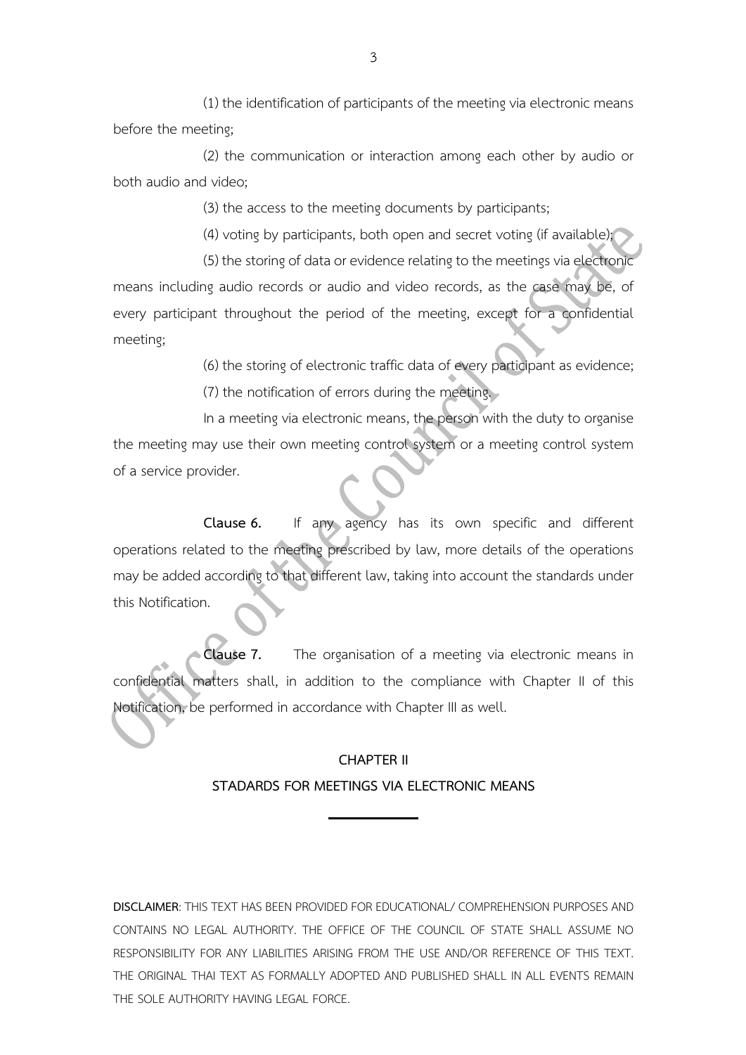(1) the identification of participants of the meeting via electronic means before the meeting;

(2) the communication or interaction among each other by audio or both audio and video;

(3) the access to the meeting documents by participants;

(4) voting by participants, both open and secret voting (if available);

(5) the storing of data or evidence relating to the meetings via electronic means including audio records or audio and video records, as the case may be, of every participant throughout the period of the meeting, except for a confidential meeting;

(6) the storing of electronic traffic data of every participant as evidence;

(7) the notification of errors during the meeting.

In a meeting via electronic means, the person with the duty to organise the meeting may use their own meeting control system or a meeting control system of a service provider.

**Clause 6.** If any agency has its own specific and different operations related to the meeting prescribed by law, more details of the operations may be added according to that different law, taking into account the standards under this Notification.

**Clause 7.** The organisation of a meeting via electronic means in confidential matters shall, in addition to the compliance with Chapter II of this Notification, be performed in accordance with Chapter III as well.

## CHAPTER II
## STADARDS FOR MEETINGS VIA ELECTRONIC MEANS

**DISCLAIMER**: THIS TEXT HAS BEEN PROVIDED FOR EDUCATIONAL/ COMPREHENSION PURPOSES AND CONTAINS NO LEGAL AUTHORITY. THE OFFICE OF THE COUNCIL OF STATE SHALL ASSUME NO RESPONSIBILITY FOR ANY LIABILITIES ARISING FROM THE USE AND/OR REFERENCE OF THIS TEXT. THE ORIGINAL THAI TEXT AS FORMALLY ADOPTED AND PUBLISHED SHALL IN ALL EVENTS REMAIN THE SOLE AUTHORITY HAVING LEGAL FORCE.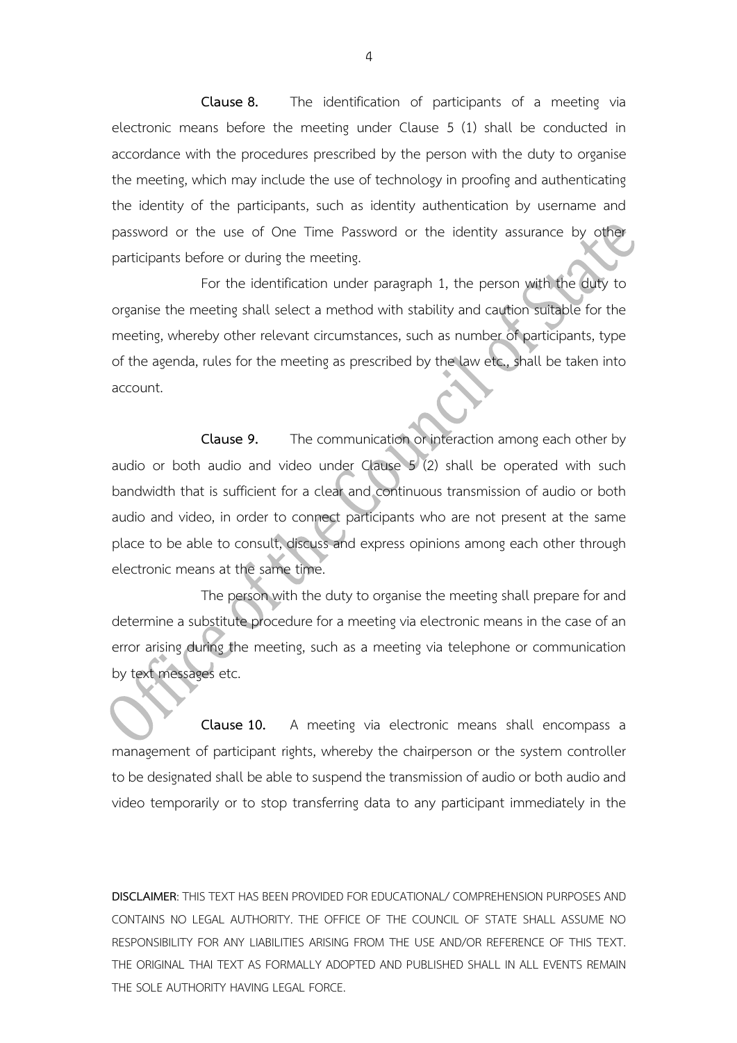**Clause 8.** The identification of participants of a meeting via electronic means before the meeting under Clause 5 (1) shall be conducted in accordance with the procedures prescribed by the person with the duty to organise the meeting, which may include the use of technology in proofing and authenticating the identity of the participants, such as identity authentication by username and password or the use of One Time Password or the identity assurance by other participants before or during the meeting.

For the identification under paragraph 1, the person with the duty to organise the meeting shall select a method with stability and caution suitable for the meeting, whereby other relevant circumstances, such as number of participants, type of the agenda, rules for the meeting as prescribed by the law etc., shall be taken into account.

**Clause 9.** The communication or interaction among each other by audio or both audio and video under Clause 5 (2) shall be operated with such bandwidth that is sufficient for a clear and continuous transmission of audio or both audio and video, in order to connect participants who are not present at the same place to be able to consult, discuss and express opinions among each other through electronic means at the same time.

The person with the duty to organise the meeting shall prepare for and determine a substitute procedure for a meeting via electronic means in the case of an error arising during the meeting, such as a meeting via telephone or communication by text messages etc.

**Clause 10.** A meeting via electronic means shall encompass a management of participant rights, whereby the chairperson or the system controller to be designated shall be able to suspend the transmission of audio or both audio and video temporarily or to stop transferring data to any participant immediately in the

**DISCLAIMER**: THIS TEXT HAS BEEN PROVIDED FOR EDUCATIONAL/ COMPREHENSION PURPOSES AND CONTAINS NO LEGAL AUTHORITY. THE OFFICE OF THE COUNCIL OF STATE SHALL ASSUME NO RESPONSIBILITY FOR ANY LIABILITIES ARISING FROM THE USE AND/OR REFERENCE OF THIS TEXT. THE ORIGINAL THAI TEXT AS FORMALLY ADOPTED AND PUBLISHED SHALL IN ALL EVENTS REMAIN THE SOLE AUTHORITY HAVING LEGAL FORCE.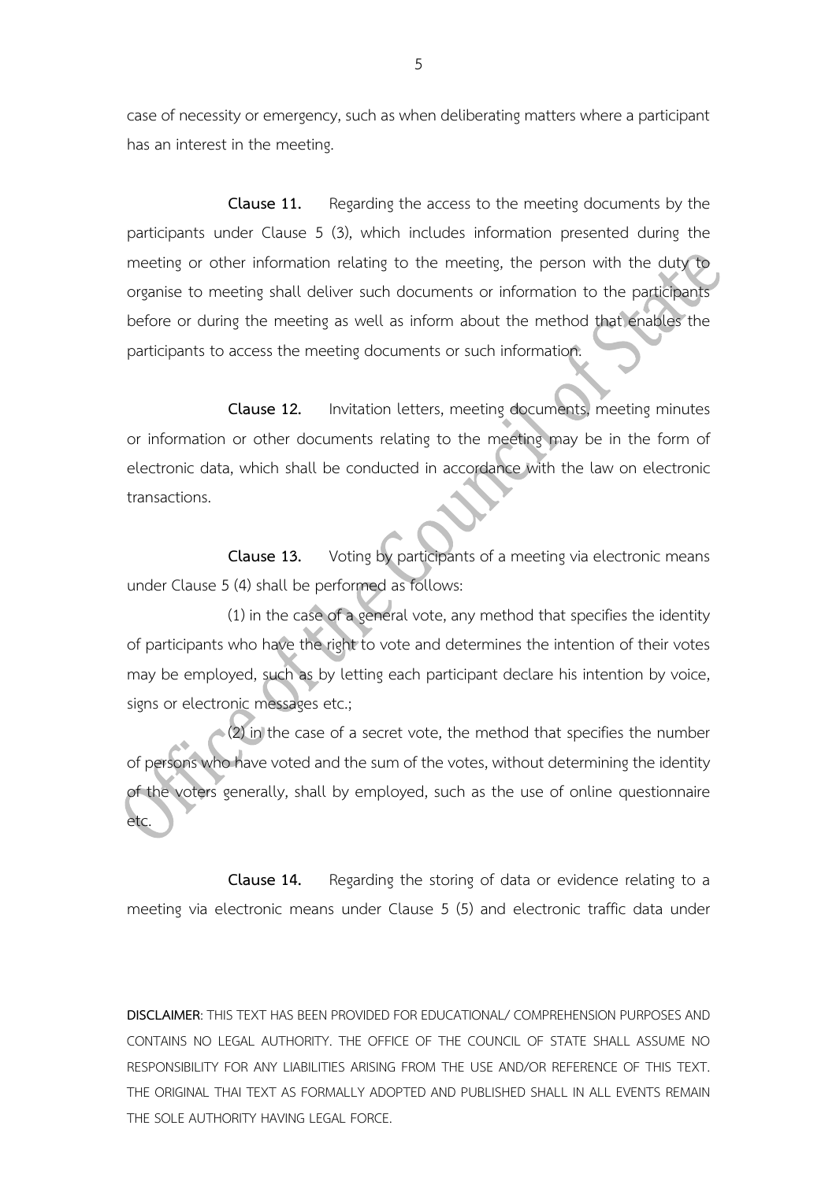case of necessity or emergency, such as when deliberating matters where a participant has an interest in the meeting.

**Clause 11.** Regarding the access to the meeting documents by the participants under Clause 5 (3), which includes information presented during the meeting or other information relating to the meeting, the person with the duty to organise to meeting shall deliver such documents or information to the participants before or during the meeting as well as inform about the method that enables the participants to access the meeting documents or such information.

**Clause 12.** Invitation letters, meeting documents, meeting minutes or information or other documents relating to the meeting may be in the form of electronic data, which shall be conducted in accordance with the law on electronic transactions.

**Clause 13.** Voting by participants of a meeting via electronic means under Clause 5 (4) shall be performed as follows:

(1) in the case of a general vote, any method that specifies the identity of participants who have the right to vote and determines the intention of their votes may be employed, such as by letting each participant declare his intention by voice, signs or electronic messages etc.;

(2) in the case of a secret vote, the method that specifies the number of persons who have voted and the sum of the votes, without determining the identity of the voters generally, shall by employed, such as the use of online questionnaire etc.

**Clause 14.** Regarding the storing of data or evidence relating to a meeting via electronic means under Clause 5 (5) and electronic traffic data under

**DISCLAIMER**: THIS TEXT HAS BEEN PROVIDED FOR EDUCATIONAL/ COMPREHENSION PURPOSES AND CONTAINS NO LEGAL AUTHORITY. THE OFFICE OF THE COUNCIL OF STATE SHALL ASSUME NO RESPONSIBILITY FOR ANY LIABILITIES ARISING FROM THE USE AND/OR REFERENCE OF THIS TEXT. THE ORIGINAL THAI TEXT AS FORMALLY ADOPTED AND PUBLISHED SHALL IN ALL EVENTS REMAIN THE SOLE AUTHORITY HAVING LEGAL FORCE.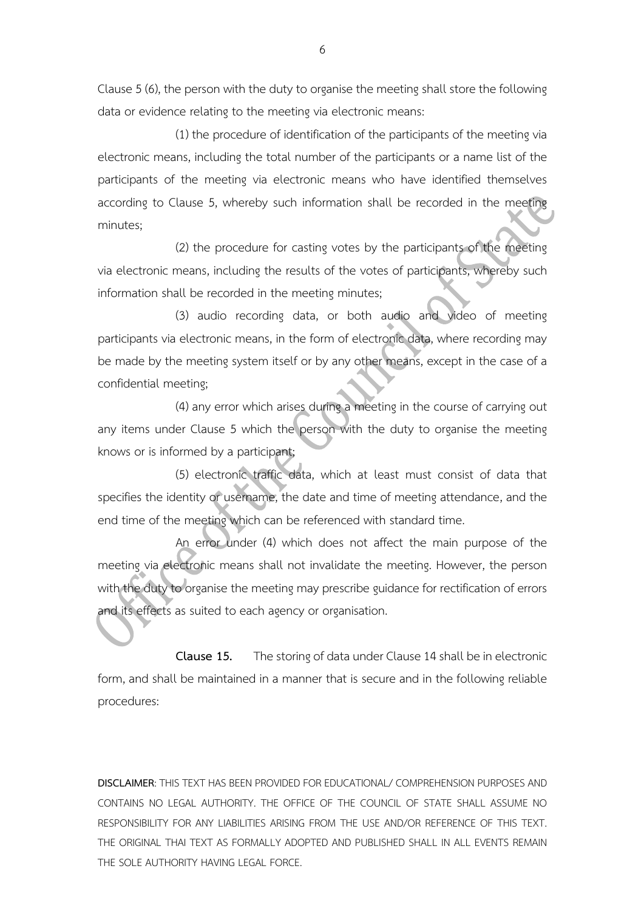Clause 5 (6), the person with the duty to organise the meeting shall store the following data or evidence relating to the meeting via electronic means:

(1) the procedure of identification of the participants of the meeting via electronic means, including the total number of the participants or a name list of the participants of the meeting via electronic means who have identified themselves according to Clause 5, whereby such information shall be recorded in the meeting minutes;

(2) the procedure for casting votes by the participants of the meeting via electronic means, including the results of the votes of participants, whereby such information shall be recorded in the meeting minutes;

(3) audio recording data, or both audio and video of meeting participants via electronic means, in the form of electronic data, where recording may be made by the meeting system itself or by any other means, except in the case of a confidential meeting;

(4) any error which arises during a meeting in the course of carrying out any items under Clause 5 which the person with the duty to organise the meeting knows or is informed by a participant;

(5) electronic traffic data, which at least must consist of data that specifies the identity or username, the date and time of meeting attendance, and the end time of the meeting which can be referenced with standard time.

An error under (4) which does not affect the main purpose of the meeting via electronic means shall not invalidate the meeting. However, the person with the duty to organise the meeting may prescribe guidance for rectification of errors and its effects as suited to each agency or organisation.

**Clause 15.** The storing of data under Clause 14 shall be in electronic form, and shall be maintained in a manner that is secure and in the following reliable procedures:

**DISCLAIMER**: THIS TEXT HAS BEEN PROVIDED FOR EDUCATIONAL/ COMPREHENSION PURPOSES AND CONTAINS NO LEGAL AUTHORITY. THE OFFICE OF THE COUNCIL OF STATE SHALL ASSUME NO RESPONSIBILITY FOR ANY LIABILITIES ARISING FROM THE USE AND/OR REFERENCE OF THIS TEXT. THE ORIGINAL THAI TEXT AS FORMALLY ADOPTED AND PUBLISHED SHALL IN ALL EVENTS REMAIN THE SOLE AUTHORITY HAVING LEGAL FORCE.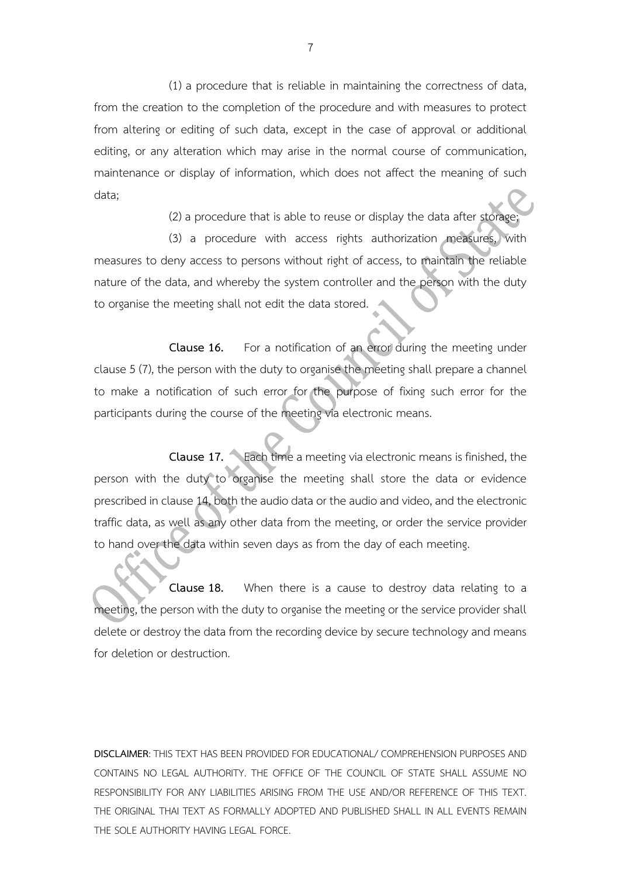(1) a procedure that is reliable in maintaining the correctness of data, from the creation to the completion of the procedure and with measures to protect from altering or editing of such data, except in the case of approval or additional editing, or any alteration which may arise in the normal course of communication, maintenance or display of information, which does not affect the meaning of such data;

(2) a procedure that is able to reuse or display the data after storage;

(3) a procedure with access rights authorization measures, with measures to deny access to persons without right of access, to maintain the reliable nature of the data, and whereby the system controller and the person with the duty to organise the meeting shall not edit the data stored.

**Clause 16.** For a notification of an error during the meeting under clause 5 (7), the person with the duty to organise the meeting shall prepare a channel to make a notification of such error for the purpose of fixing such error for the participants during the course of the meeting via electronic means.

**Clause 17.** Each time a meeting via electronic means is finished, the person with the duty to organise the meeting shall store the data or evidence prescribed in clause 14, both the audio data or the audio and video, and the electronic traffic data, as well as any other data from the meeting, or order the service provider to hand over the data within seven days as from the day of each meeting.

**Clause 18.** When there is a cause to destroy data relating to a meeting, the person with the duty to organise the meeting or the service provider shall delete or destroy the data from the recording device by secure technology and means for deletion or destruction.

**DISCLAIMER**: THIS TEXT HAS BEEN PROVIDED FOR EDUCATIONAL/ COMPREHENSION PURPOSES AND CONTAINS NO LEGAL AUTHORITY. THE OFFICE OF THE COUNCIL OF STATE SHALL ASSUME NO RESPONSIBILITY FOR ANY LIABILITIES ARISING FROM THE USE AND/OR REFERENCE OF THIS TEXT. THE ORIGINAL THAI TEXT AS FORMALLY ADOPTED AND PUBLISHED SHALL IN ALL EVENTS REMAIN THE SOLE AUTHORITY HAVING LEGAL FORCE.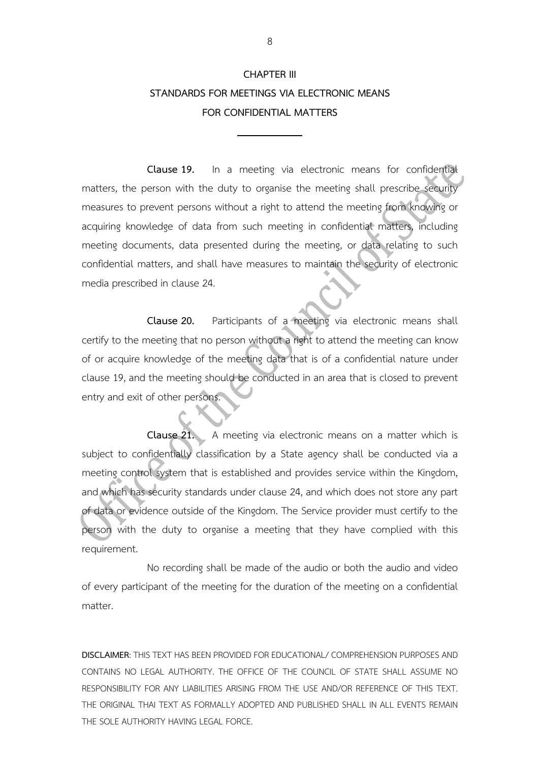# CHAPTER III
## STANDARDS FOR MEETINGS VIA ELECTRONIC MEANS FOR CONFIDENTIAL MATTERS

---

**Clause 19.** In a meeting via electronic means for confidential matters, the person with the duty to organise the meeting shall prescribe security measures to prevent persons without a right to attend the meeting from knowing or acquiring knowledge of data from such meeting in confidential matters, including meeting documents, data presented during the meeting, or data relating to such confidential matters, and shall have measures to maintain the security of electronic media prescribed in clause 24.

**Clause 20.** Participants of a meeting via electronic means shall certify to the meeting that no person without a right to attend the meeting can know of or acquire knowledge of the meeting data that is of a confidential nature under clause 19, and the meeting should be conducted in an area that is closed to prevent entry and exit of other persons.

**Clause 21.** A meeting via electronic means on a matter which is subject to confidentially classification by a State agency shall be conducted via a meeting control system that is established and provides service within the Kingdom, and which has security standards under clause 24, and which does not store any part of data or evidence outside of the Kingdom. The Service provider must certify to the person with the duty to organise a meeting that they have complied with this requirement.

No recording shall be made of the audio or both the audio and video of every participant of the meeting for the duration of the meeting on a confidential matter.

**DISCLAIMER**: THIS TEXT HAS BEEN PROVIDED FOR EDUCATIONAL/ COMPREHENSION PURPOSES AND CONTAINS NO LEGAL AUTHORITY. THE OFFICE OF THE COUNCIL OF STATE SHALL ASSUME NO RESPONSIBILITY FOR ANY LIABILITIES ARISING FROM THE USE AND/OR REFERENCE OF THIS TEXT. THE ORIGINAL THAI TEXT AS FORMALLY ADOPTED AND PUBLISHED SHALL IN ALL EVENTS REMAIN THE SOLE AUTHORITY HAVING LEGAL FORCE.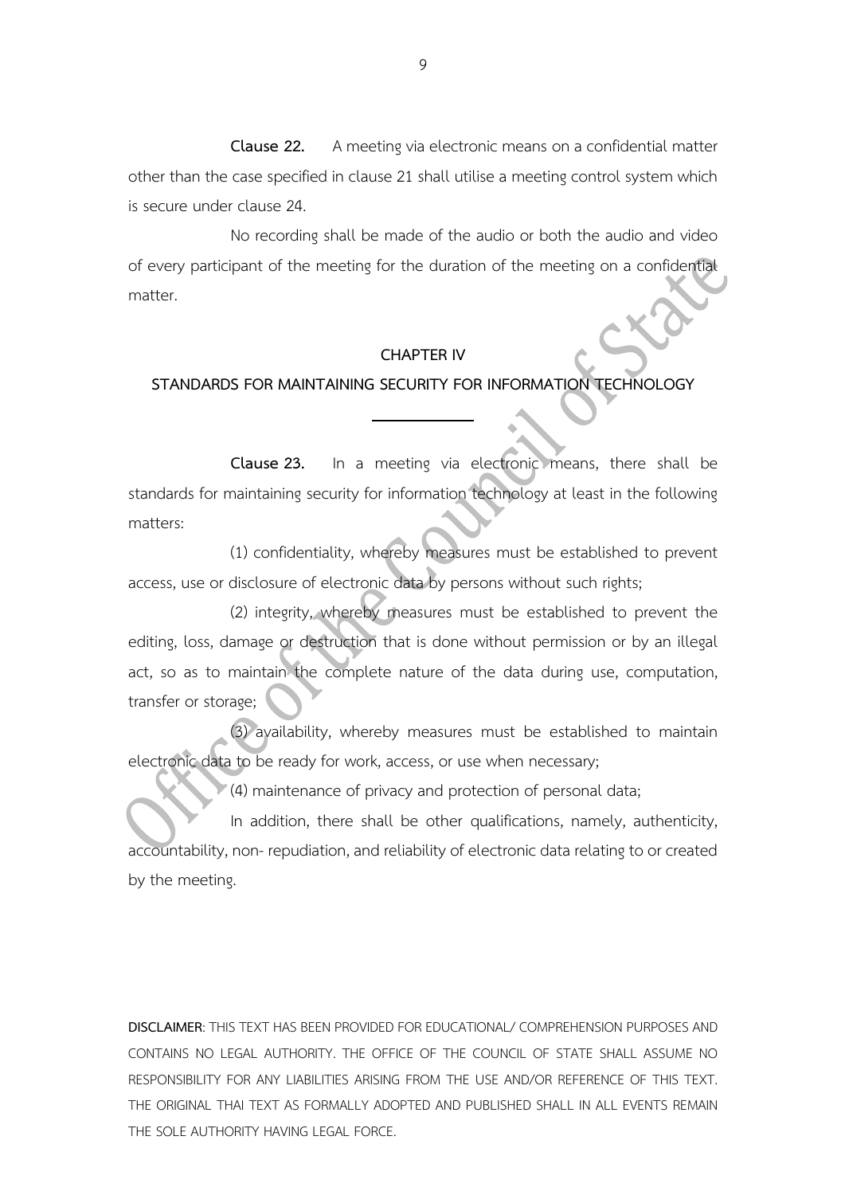**Clause 22.** A meeting via electronic means on a confidential matter other than the case specified in clause 21 shall utilise a meeting control system which is secure under clause 24.

No recording shall be made of the audio or both the audio and video of every participant of the meeting for the duration of the meeting on a confidential matter.

## CHAPTER IV
## STANDARDS FOR MAINTAINING SECURITY FOR INFORMATION TECHNOLOGY

---

**Clause 23.** In a meeting via electronic means, there shall be standards for maintaining security for information technology at least in the following matters:

(1) confidentiality, whereby measures must be established to prevent access, use or disclosure of electronic data by persons without such rights;

(2) integrity, whereby measures must be established to prevent the editing, loss, damage or destruction that is done without permission or by an illegal act, so as to maintain the complete nature of the data during use, computation, transfer or storage;

(3) availability, whereby measures must be established to maintain electronic data to be ready for work, access, or use when necessary;

(4) maintenance of privacy and protection of personal data;

In addition, there shall be other qualifications, namely, authenticity, accountability, non- repudiation, and reliability of electronic data relating to or created by the meeting.

**DISCLAIMER**: THIS TEXT HAS BEEN PROVIDED FOR EDUCATIONAL/ COMPREHENSION PURPOSES AND CONTAINS NO LEGAL AUTHORITY. THE OFFICE OF THE COUNCIL OF STATE SHALL ASSUME NO RESPONSIBILITY FOR ANY LIABILITIES ARISING FROM THE USE AND/OR REFERENCE OF THIS TEXT. THE ORIGINAL THAI TEXT AS FORMALLY ADOPTED AND PUBLISHED SHALL IN ALL EVENTS REMAIN THE SOLE AUTHORITY HAVING LEGAL FORCE.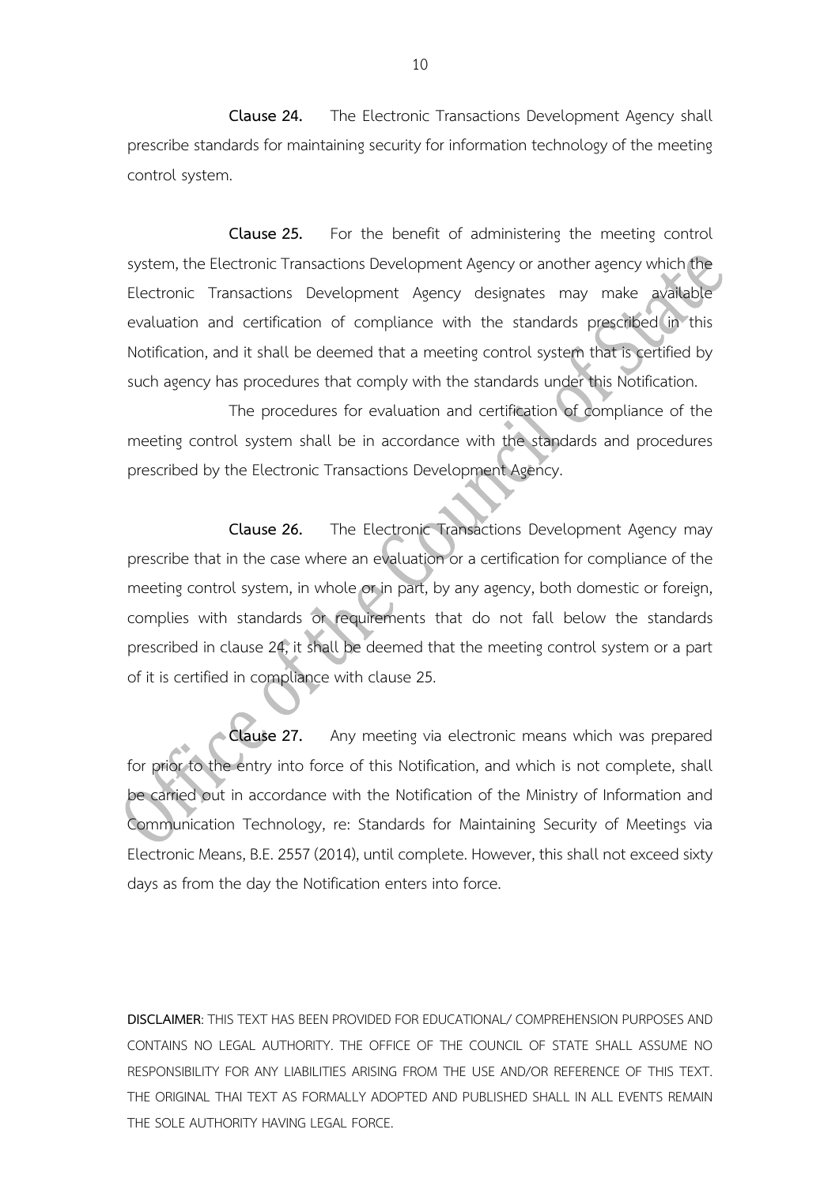**Clause 24.** The Electronic Transactions Development Agency shall prescribe standards for maintaining security for information technology of the meeting control system.

**Clause 25.** For the benefit of administering the meeting control system, the Electronic Transactions Development Agency or another agency which the Electronic Transactions Development Agency designates may make available evaluation and certification of compliance with the standards prescribed in this Notification, and it shall be deemed that a meeting control system that is certified by such agency has procedures that comply with the standards under this Notification.

The procedures for evaluation and certification of compliance of the meeting control system shall be in accordance with the standards and procedures prescribed by the Electronic Transactions Development Agency.

**Clause 26.** The Electronic Transactions Development Agency may prescribe that in the case where an evaluation or a certification for compliance of the meeting control system, in whole or in part, by any agency, both domestic or foreign, complies with standards or requirements that do not fall below the standards prescribed in clause 24, it shall be deemed that the meeting control system or a part of it is certified in compliance with clause 25.

**Clause 27.** Any meeting via electronic means which was prepared for prior to the entry into force of this Notification, and which is not complete, shall be carried out in accordance with the Notification of the Ministry of Information and Communication Technology, re: Standards for Maintaining Security of Meetings via Electronic Means, B.E. 2557 (2014), until complete. However, this shall not exceed sixty days as from the day the Notification enters into force.

**DISCLAIMER**: THIS TEXT HAS BEEN PROVIDED FOR EDUCATIONAL/ COMPREHENSION PURPOSES AND CONTAINS NO LEGAL AUTHORITY. THE OFFICE OF THE COUNCIL OF STATE SHALL ASSUME NO RESPONSIBILITY FOR ANY LIABILITIES ARISING FROM THE USE AND/OR REFERENCE OF THIS TEXT. THE ORIGINAL THAI TEXT AS FORMALLY ADOPTED AND PUBLISHED SHALL IN ALL EVENTS REMAIN THE SOLE AUTHORITY HAVING LEGAL FORCE.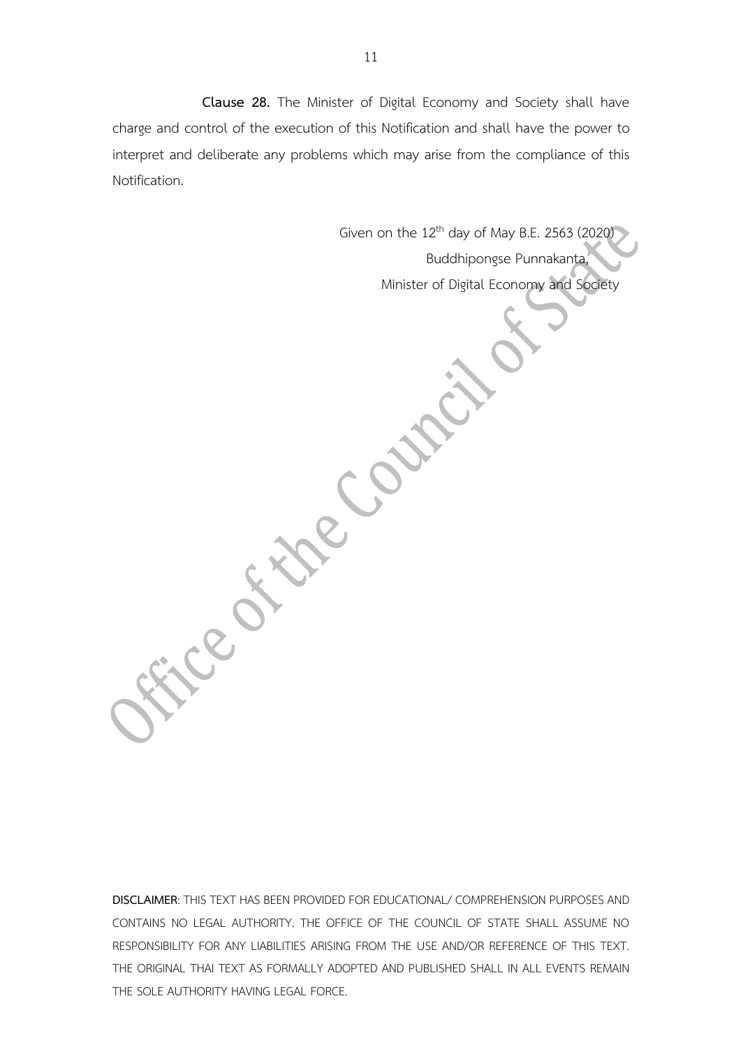**Clause 28.** The Minister of Digital Economy and Society shall have charge and control of the execution of this Notification and shall have the power to interpret and deliberate any problems which may arise from the compliance of this Notification.

Given on the 12th day of May B.E. 2563 (2020)

Buddhipongse Punnakanta,

Minister of Digital Economy and Society

**DISCLAIMER**: THIS TEXT HAS BEEN PROVIDED FOR EDUCATIONAL/ COMPREHENSION PURPOSES AND CONTAINS NO LEGAL AUTHORITY. THE OFFICE OF THE COUNCIL OF STATE SHALL ASSUME NO RESPONSIBILITY FOR ANY LIABILITIES ARISING FROM THE USE AND/OR REFERENCE OF THIS TEXT. THE ORIGINAL THAI TEXT AS FORMALLY ADOPTED AND PUBLISHED SHALL IN ALL EVENTS REMAIN THE SOLE AUTHORITY HAVING LEGAL FORCE.